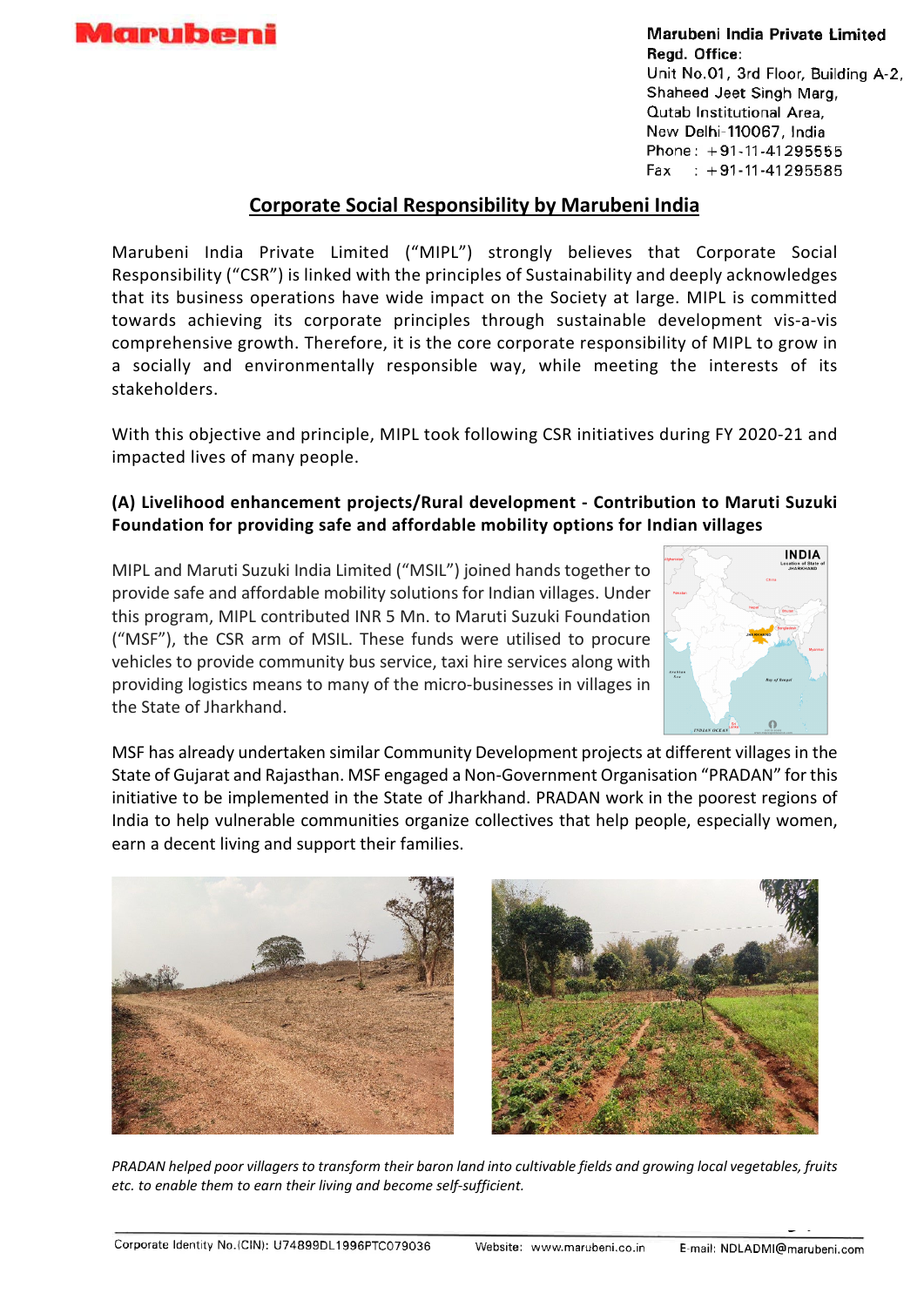Marubeni

**Marubeni India Private Limited**
**Regd. Office:**
Unit No.01, 3rd Floor, Building A-2,
Shaheed Jeet Singh Marg,
Qutab Institutional Area,
New Delhi-110067, India
Phone: +91-11-41295555
Fax : +91-11-41295585

## Corporate Social Responsibility by Marubeni India

Marubeni India Private Limited ("MIPL") strongly believes that Corporate Social Responsibility ("CSR") is linked with the principles of Sustainability and deeply acknowledges that its business operations have wide impact on the Society at large. MIPL is committed towards achieving its corporate principles through sustainable development vis-a-vis comprehensive growth. Therefore, it is the core corporate responsibility of MIPL to grow in a socially and environmentally responsible way, while meeting the interests of its stakeholders.

With this objective and principle, MIPL took following CSR initiatives during FY 2020-21 and impacted lives of many people.

### (A) Livelihood enhancement projects/Rural development - Contribution to Maruti Suzuki Foundation for providing safe and affordable mobility options for Indian villages

MIPL and Maruti Suzuki India Limited ("MSIL") joined hands together to provide safe and affordable mobility solutions for Indian villages. Under this program, MIPL contributed INR 5 Mn. to Maruti Suzuki Foundation ("MSF"), the CSR arm of MSIL. These funds were utilised to procure vehicles to provide community bus service, taxi hire services along with providing logistics means to many of the micro-businesses in villages in the State of Jharkhand.

MSF has already undertaken similar Community Development projects at different villages in the State of Gujarat and Rajasthan. MSF engaged a Non-Government Organisation "PRADAN" for this initiative to be implemented in the State of Jharkhand. PRADAN work in the poorest regions of India to help vulnerable communities organize collectives that help people, especially women, earn a decent living and support their families.

*PRADAN helped poor villagers to transform their baron land into cultivable fields and growing local vegetables, fruits etc. to enable them to earn their living and become self-sufficient.*

Corporate Identity No.(CIN): U74899DL1996PTC079036 Website: www.marubeni.co.in E-mail: NDLADMI@marubeni.com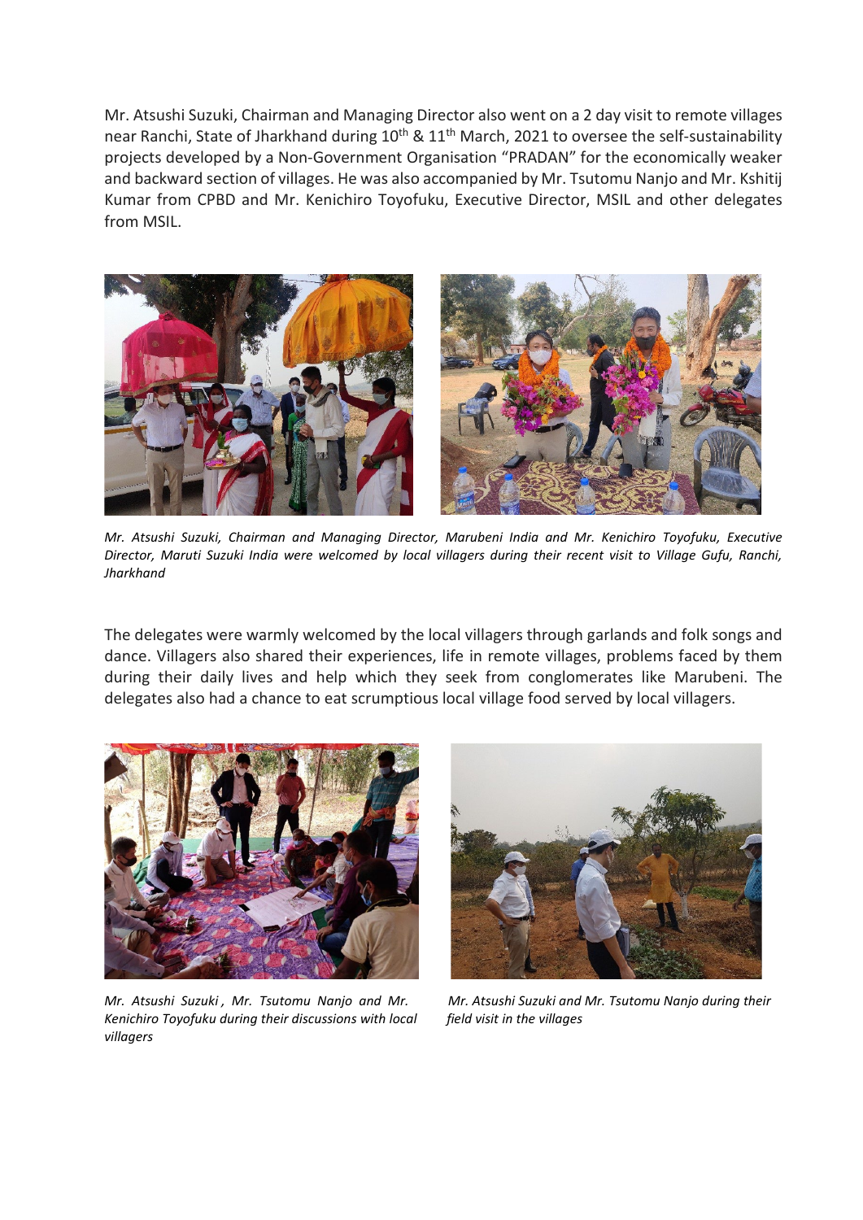Mr. Atsushi Suzuki, Chairman and Managing Director also went on a 2 day visit to remote villages near Ranchi, State of Jharkhand during 10th & 11th March, 2021 to oversee the self-sustainability projects developed by a Non-Government Organisation "PRADAN" for the economically weaker and backward section of villages. He was also accompanied by Mr. Tsutomu Nanjo and Mr. Kshitij Kumar from CPBD and Mr. Kenichiro Toyofuku, Executive Director, MSIL and other delegates from MSIL.

*Mr. Atsushi Suzuki, Chairman and Managing Director, Marubeni India and Mr. Kenichiro Toyofuku, Executive Director, Maruti Suzuki India were welcomed by local villagers during their recent visit to Village Gufu, Ranchi, Jharkhand*

The delegates were warmly welcomed by the local villagers through garlands and folk songs and dance. Villagers also shared their experiences, life in remote villages, problems faced by them during their daily lives and help which they seek from conglomerates like Marubeni. The delegates also had a chance to eat scrumptious local village food served by local villagers.

*Mr. Atsushi Suzuki , Mr. Tsutomu Nanjo and Mr. Kenichiro Toyofuku during their discussions with local villagers*

*Mr. Atsushi Suzuki and Mr. Tsutomu Nanjo during their field visit in the villages*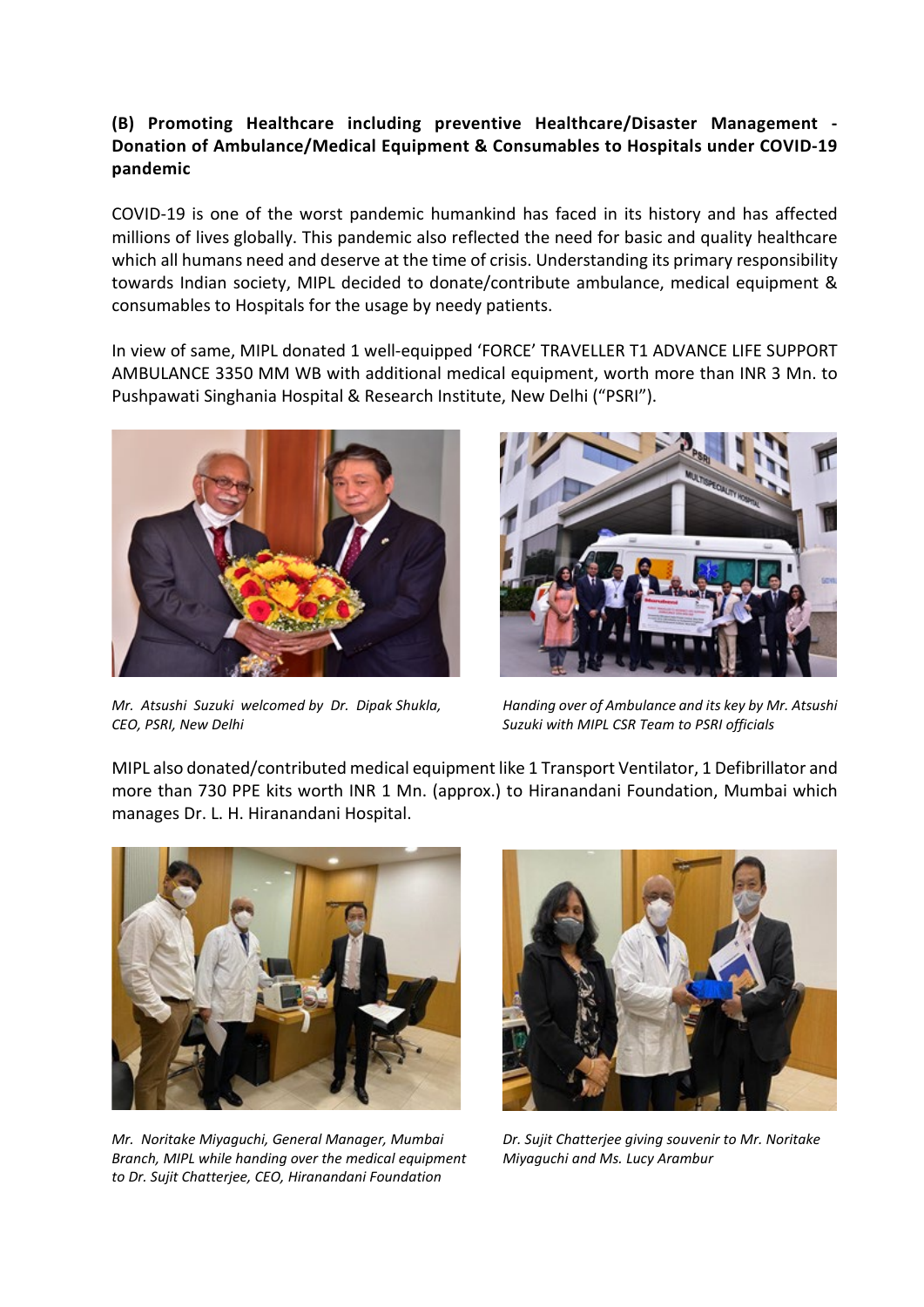**(B) Promoting Healthcare including preventive Healthcare/Disaster Management - Donation of Ambulance/Medical Equipment & Consumables to Hospitals under COVID-19 pandemic**

COVID-19 is one of the worst pandemic humankind has faced in its history and has affected millions of lives globally. This pandemic also reflected the need for basic and quality healthcare which all humans need and deserve at the time of crisis. Understanding its primary responsibility towards Indian society, MIPL decided to donate/contribute ambulance, medical equipment & consumables to Hospitals for the usage by needy patients.

In view of same, MIPL donated 1 well-equipped 'FORCE' TRAVELLER T1 ADVANCE LIFE SUPPORT AMBULANCE 3350 MM WB with additional medical equipment, worth more than INR 3 Mn. to Pushpawati Singhania Hospital & Research Institute, New Delhi ("PSRI").

*Mr. Atsushi Suzuki welcomed by Dr. Dipak Shukla, CEO, PSRI, New Delhi*

*Handing over of Ambulance and its key by Mr. Atsushi Suzuki with MIPL CSR Team to PSRI officials*

MIPL also donated/contributed medical equipment like 1 Transport Ventilator, 1 Defibrillator and more than 730 PPE kits worth INR 1 Mn. (approx.) to Hiranandani Foundation, Mumbai which manages Dr. L. H. Hiranandani Hospital.

*Mr. Noritake Miyaguchi, General Manager, Mumbai Branch, MIPL while handing over the medical equipment to Dr. Sujit Chatterjee, CEO, Hiranandani Foundation*

*Dr. Sujit Chatterjee giving souvenir to Mr. Noritake Miyaguchi and Ms. Lucy Arambur*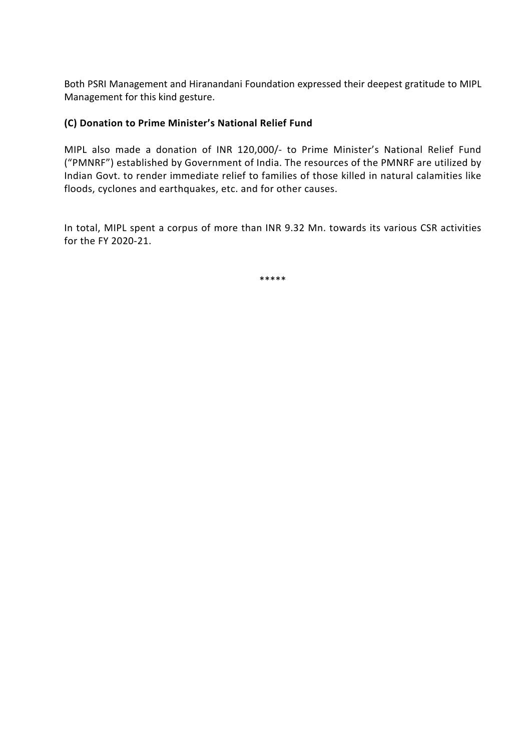Both PSRI Management and Hiranandani Foundation expressed their deepest gratitude to MIPL Management for this kind gesture.

**(C) Donation to Prime Minister's National Relief Fund**

MIPL also made a donation of INR 120,000/- to Prime Minister's National Relief Fund ("PMNRF") established by Government of India. The resources of the PMNRF are utilized by Indian Govt. to render immediate relief to families of those killed in natural calamities like floods, cyclones and earthquakes, etc. and for other causes.

In total, MIPL spent a corpus of more than INR 9.32 Mn. towards its various CSR activities for the FY 2020-21.

*****